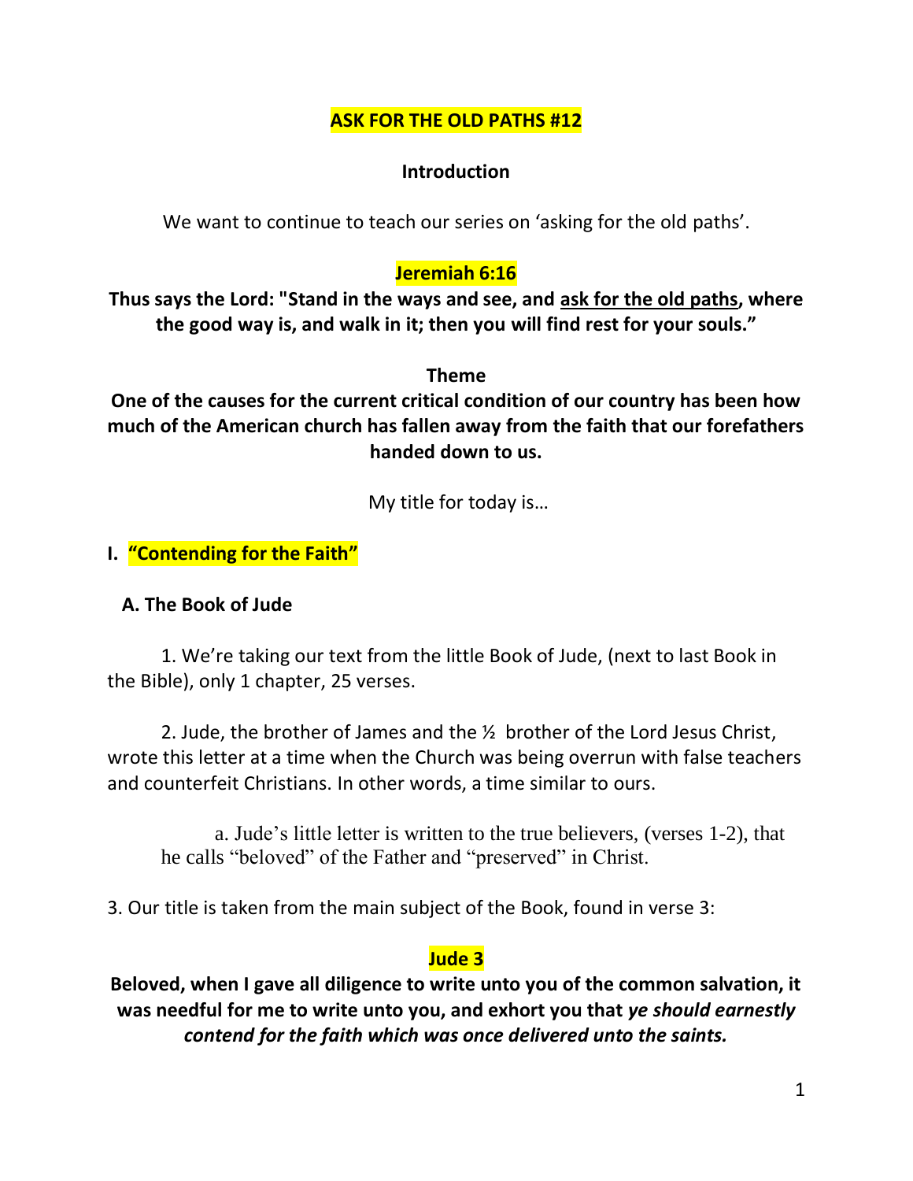# ASK FOR THE OLD PATHS #12

## Introduction

We want to continue to teach our series on 'asking for the old paths'.

### Jeremiah 6:16

**Thus says the Lord: "Stand in the ways and see, and ask for the old paths, where the good way is, and walk in it; then you will find rest for your souls."**

### Theme

**One of the causes for the current critical condition of our country has been how much of the American church has fallen away from the faith that our forefathers handed down to us.**

My title for today is…

## I. "Contending for the Faith"

### A. The Book of Jude

1. We're taking our text from the little Book of Jude, (next to last Book in the Bible), only 1 chapter, 25 verses.

2. Jude, the brother of James and the ½ brother of the Lord Jesus Christ, wrote this letter at a time when the Church was being overrun with false teachers and counterfeit Christians. In other words, a time similar to ours.

   a. Jude's little letter is written to the true believers, (verses 1-2), that he calls "beloved" of the Father and "preserved" in Christ.

3. Our title is taken from the main subject of the Book, found in verse 3:

### Jude 3

**Beloved, when I gave all diligence to write unto you of the common salvation, it was needful for me to write unto you, and exhort you that *ye should earnestly contend for the faith which was once delivered unto the saints.***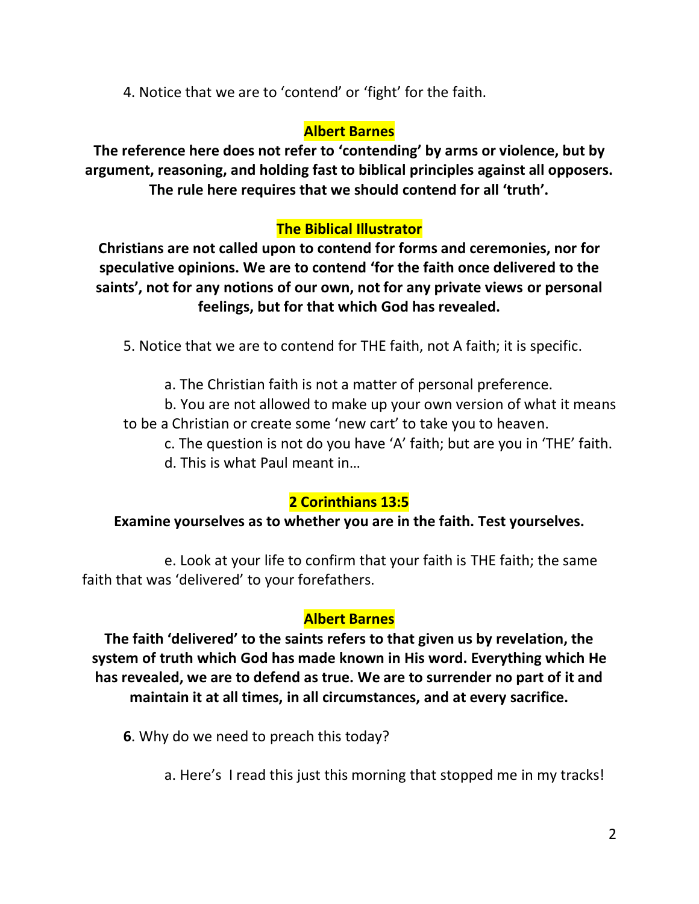4. Notice that we are to 'contend' or 'fight' for the faith.

**Albert Barnes**

**The reference here does not refer to 'contending' by arms or violence, but by argument, reasoning, and holding fast to biblical principles against all opposers. The rule here requires that we should contend for all 'truth'.**

**The Biblical Illustrator**

**Christians are not called upon to contend for forms and ceremonies, nor for speculative opinions. We are to contend 'for the faith once delivered to the saints', not for any notions of our own, not for any private views or personal feelings, but for that which God has revealed.**

5. Notice that we are to contend for THE faith, not A faith; it is specific.

a. The Christian faith is not a matter of personal preference.

b. You are not allowed to make up your own version of what it means to be a Christian or create some 'new cart' to take you to heaven.

c. The question is not do you have 'A' faith; but are you in 'THE' faith.

d. This is what Paul meant in…

**2 Corinthians 13:5**

**Examine yourselves as to whether you are in the faith. Test yourselves.**

e. Look at your life to confirm that your faith is THE faith; the same faith that was 'delivered' to your forefathers.

**Albert Barnes**

**The faith 'delivered' to the saints refers to that given us by revelation, the system of truth which God has made known in His word. Everything which He has revealed, we are to defend as true. We are to surrender no part of it and maintain it at all times, in all circumstances, and at every sacrifice.**

**6**. Why do we need to preach this today?

a. Here's I read this just this morning that stopped me in my tracks!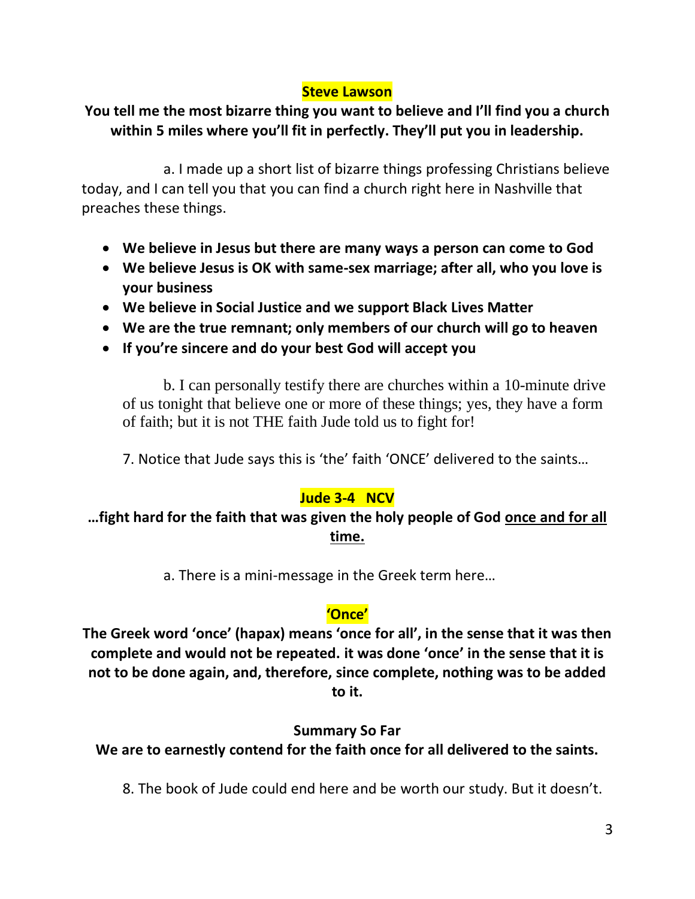**Steve Lawson**

**You tell me the most bizarre thing you want to believe and I'll find you a church within 5 miles where you'll fit in perfectly. They'll put you in leadership.**

a. I made up a short list of bizarre things professing Christians believe today, and I can tell you that you can find a church right here in Nashville that preaches these things.

- **We believe in Jesus but there are many ways a person can come to God**
- **We believe Jesus is OK with same-sex marriage; after all, who you love is your business**
- **We believe in Social Justice and we support Black Lives Matter**
- **We are the true remnant; only members of our church will go to heaven**
- **If you're sincere and do your best God will accept you**

b. I can personally testify there are churches within a 10-minute drive of us tonight that believe one or more of these things; yes, they have a form of faith; but it is not THE faith Jude told us to fight for!

7. Notice that Jude says this is 'the' faith 'ONCE' delivered to the saints…

**Jude 3-4 NCV**

**…fight hard for the faith that was given the holy people of God <u>once and for all time.</u>**

a. There is a mini-message in the Greek term here…

**'Once'**

**The Greek word 'once' (hapax) means 'once for all', in the sense that it was then complete and would not be repeated. it was done 'once' in the sense that it is not to be done again, and, therefore, since complete, nothing was to be added to it.**

**Summary So Far**

**We are to earnestly contend for the faith once for all delivered to the saints.**

8. The book of Jude could end here and be worth our study. But it doesn't.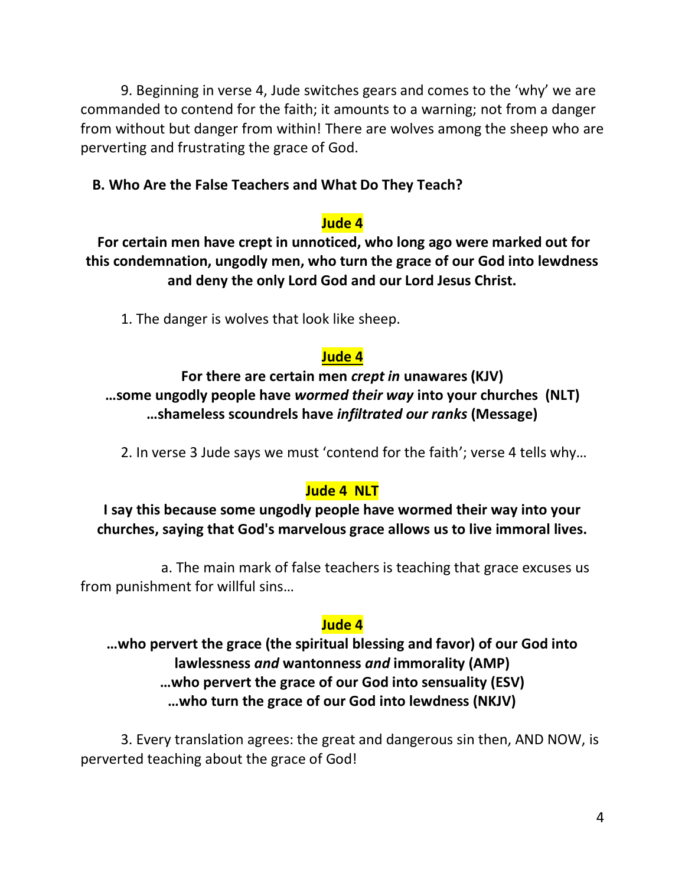9. Beginning in verse 4, Jude switches gears and comes to the 'why' we are commanded to contend for the faith; it amounts to a warning; not from a danger from without but danger from within! There are wolves among the sheep who are perverting and frustrating the grace of God.

### B. Who Are the False Teachers and What Do They Teach?

**Jude 4**

**For certain men have crept in unnoticed, who long ago were marked out for this condemnation, ungodly men, who turn the grace of our God into lewdness and deny the only Lord God and our Lord Jesus Christ.**

1. The danger is wolves that look like sheep.

**Jude 4**

**For there are certain men *crept in* unawares (KJV)**
**…some ungodly people have *wormed their way* into your churches (NLT)**
**…shameless scoundrels have *infiltrated our ranks* (Message)**

2. In verse 3 Jude says we must 'contend for the faith'; verse 4 tells why…

**Jude 4 NLT**

**I say this because some ungodly people have wormed their way into your churches, saying that God's marvelous grace allows us to live immoral lives.**

a. The main mark of false teachers is teaching that grace excuses us from punishment for willful sins…

**Jude 4**

**…who pervert the grace (the spiritual blessing and favor) of our God into lawlessness *and* wantonness *and* immorality (AMP)**
**…who pervert the grace of our God into sensuality (ESV)**
**…who turn the grace of our God into lewdness (NKJV)**

3. Every translation agrees: the great and dangerous sin then, AND NOW, is perverted teaching about the grace of God!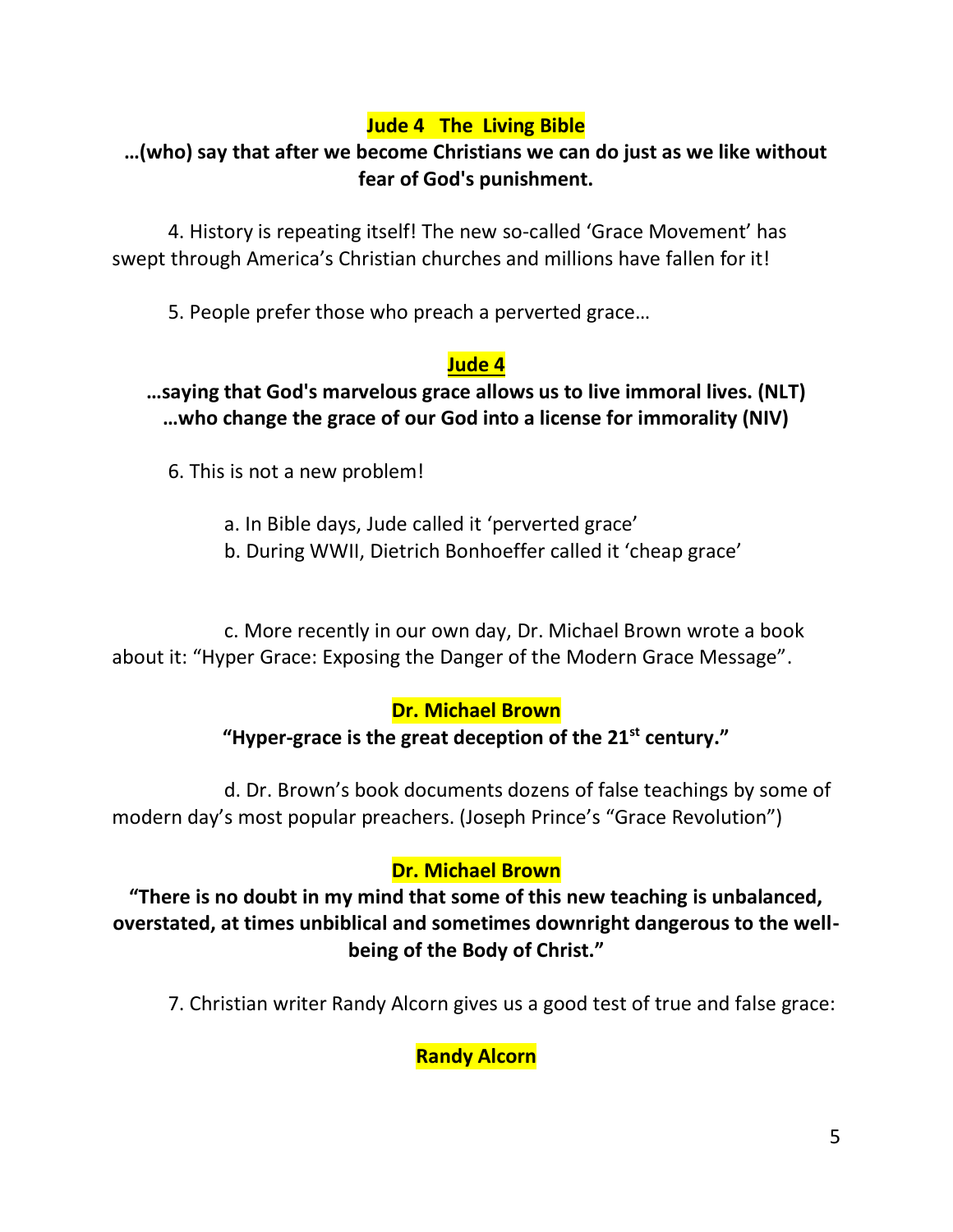**Jude 4 The Living Bible**

**…(who) say that after we become Christians we can do just as we like without fear of God's punishment.**

4. History is repeating itself! The new so-called 'Grace Movement' has swept through America's Christian churches and millions have fallen for it!

5. People prefer those who preach a perverted grace…

**Jude 4**

**…saying that God's marvelous grace allows us to live immoral lives. (NLT)**
**…who change the grace of our God into a license for immorality (NIV)**

6. This is not a new problem!

a. In Bible days, Jude called it 'perverted grace'
b. During WWII, Dietrich Bonhoeffer called it 'cheap grace'

c. More recently in our own day, Dr. Michael Brown wrote a book about it: "Hyper Grace: Exposing the Danger of the Modern Grace Message".

**Dr. Michael Brown**

**"Hyper-grace is the great deception of the 21st century."**

d. Dr. Brown's book documents dozens of false teachings by some of modern day's most popular preachers. (Joseph Prince's "Grace Revolution")

**Dr. Michael Brown**

**"There is no doubt in my mind that some of this new teaching is unbalanced, overstated, at times unbiblical and sometimes downright dangerous to the well-being of the Body of Christ."**

7. Christian writer Randy Alcorn gives us a good test of true and false grace:

**Randy Alcorn**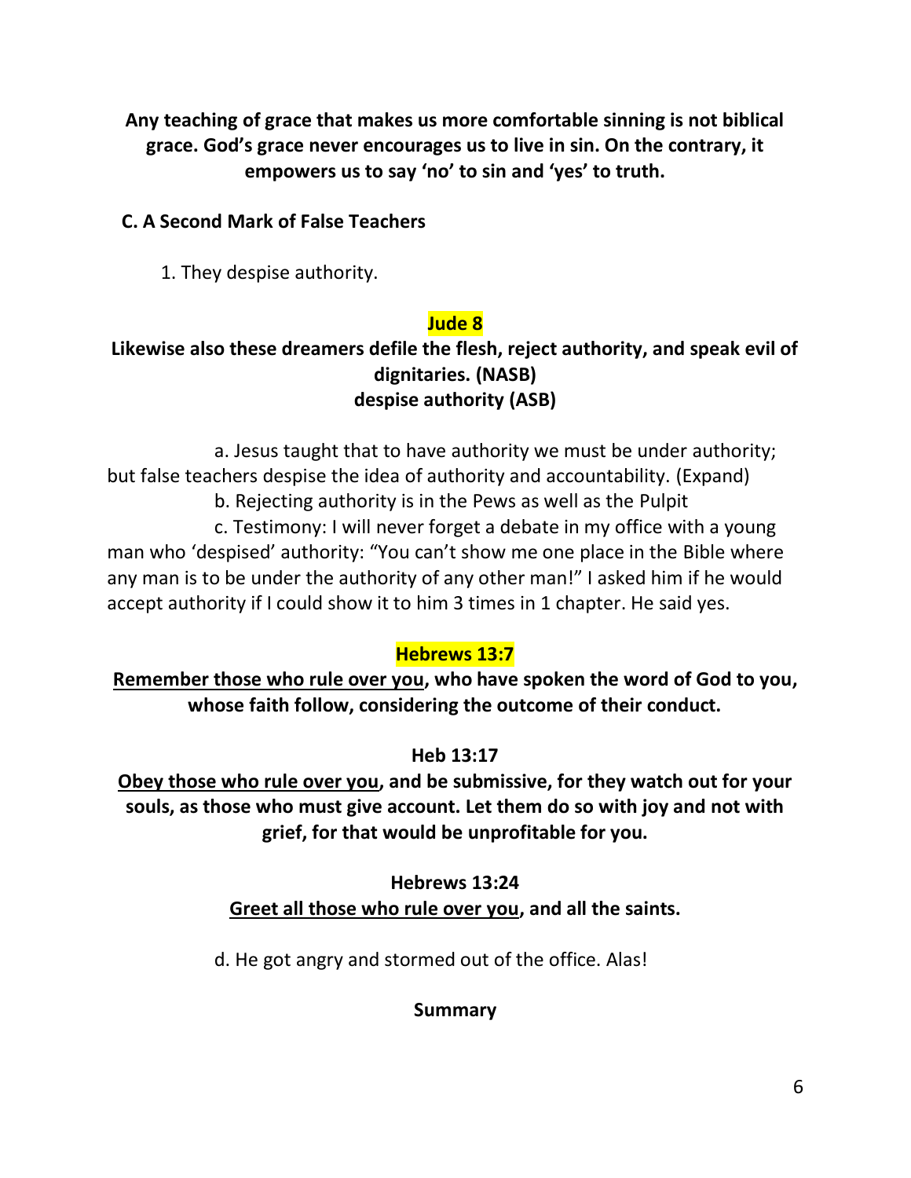**Any teaching of grace that makes us more comfortable sinning is not biblical grace. God's grace never encourages us to live in sin. On the contrary, it empowers us to say 'no' to sin and 'yes' to truth.**

### C. A Second Mark of False Teachers

1. They despise authority.

**Jude 8**

**Likewise also these dreamers defile the flesh, reject authority, and speak evil of dignitaries. (NASB)**
**despise authority (ASB)**

a. Jesus taught that to have authority we must be under authority; but false teachers despise the idea of authority and accountability. (Expand)

b. Rejecting authority is in the Pews as well as the Pulpit

c. Testimony: I will never forget a debate in my office with a young man who 'despised' authority: "You can't show me one place in the Bible where any man is to be under the authority of any other man!" I asked him if he would accept authority if I could show it to him 3 times in 1 chapter. He said yes.

**Hebrews 13:7**

**<u>Remember those who rule over you</u>, who have spoken the word of God to you, whose faith follow, considering the outcome of their conduct.**

**Heb 13:17**

**<u>Obey those who rule over you</u>, and be submissive, for they watch out for your souls, as those who must give account. Let them do so with joy and not with grief, for that would be unprofitable for you.**

**Hebrews 13:24**

**<u>Greet all those who rule over you</u>, and all the saints.**

d. He got angry and stormed out of the office. Alas!

**Summary**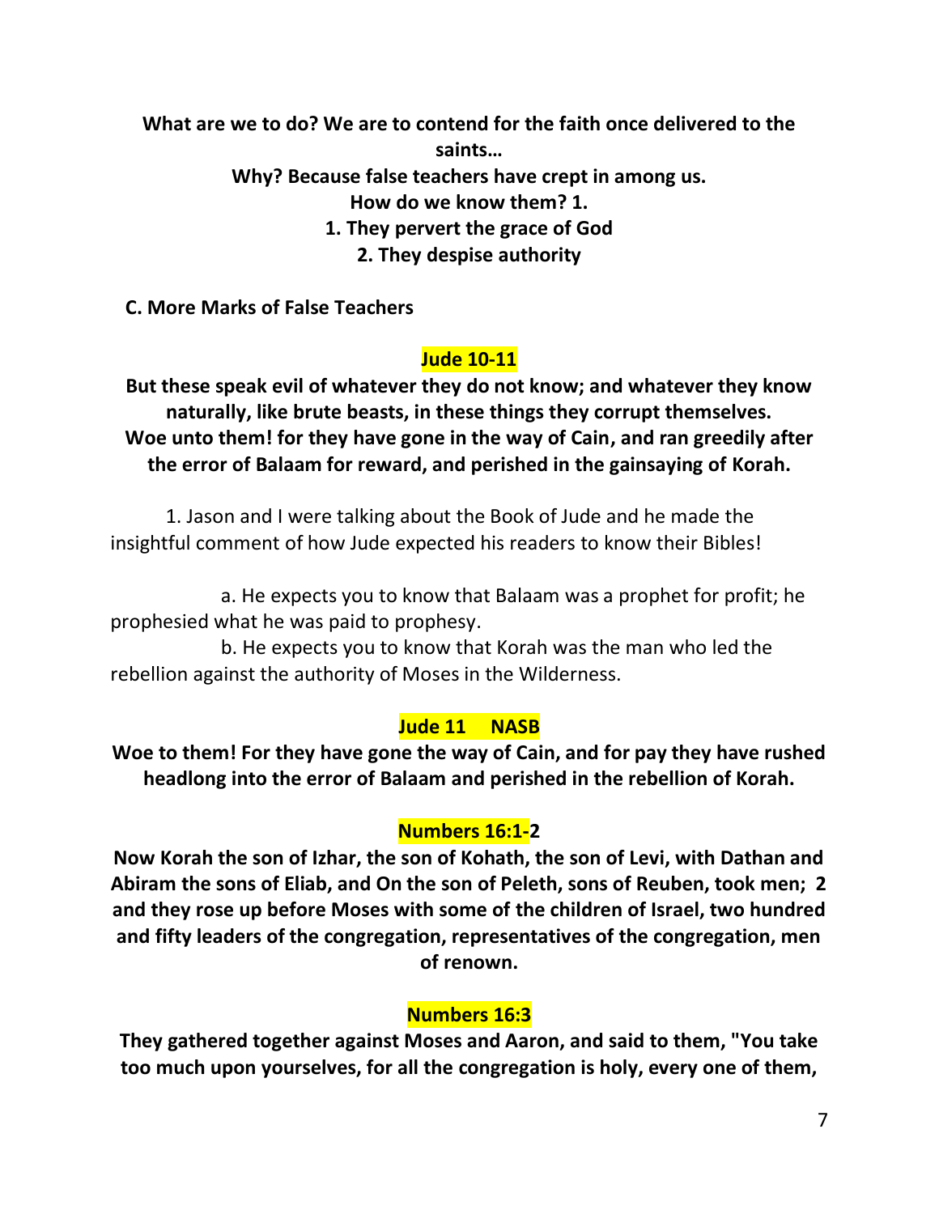**What are we to do? We are to contend for the faith once delivered to the saints…**

**Why? Because false teachers have crept in among us.**

**How do we know them? 1.**

**1. They pervert the grace of God**

**2. They despise authority**

**C. More Marks of False Teachers**

**Jude 10-11**

**But these speak evil of whatever they do not know; and whatever they know naturally, like brute beasts, in these things they corrupt themselves. Woe unto them! for they have gone in the way of Cain, and ran greedily after the error of Balaam for reward, and perished in the gainsaying of Korah.**

1. Jason and I were talking about the Book of Jude and he made the insightful comment of how Jude expected his readers to know their Bibles!

   a. He expects you to know that Balaam was a prophet for profit; he prophesied what he was paid to prophesy.

   b. He expects you to know that Korah was the man who led the rebellion against the authority of Moses in the Wilderness.

**Jude 11 NASB**

**Woe to them! For they have gone the way of Cain, and for pay they have rushed headlong into the error of Balaam and perished in the rebellion of Korah.**

**Numbers 16:1-2**

**Now Korah the son of Izhar, the son of Kohath, the son of Levi, with Dathan and Abiram the sons of Eliab, and On the son of Peleth, sons of Reuben, took men; 2 and they rose up before Moses with some of the children of Israel, two hundred and fifty leaders of the congregation, representatives of the congregation, men of renown.**

**Numbers 16:3**

**They gathered together against Moses and Aaron, and said to them, "You take too much upon yourselves, for all the congregation is holy, every one of them,**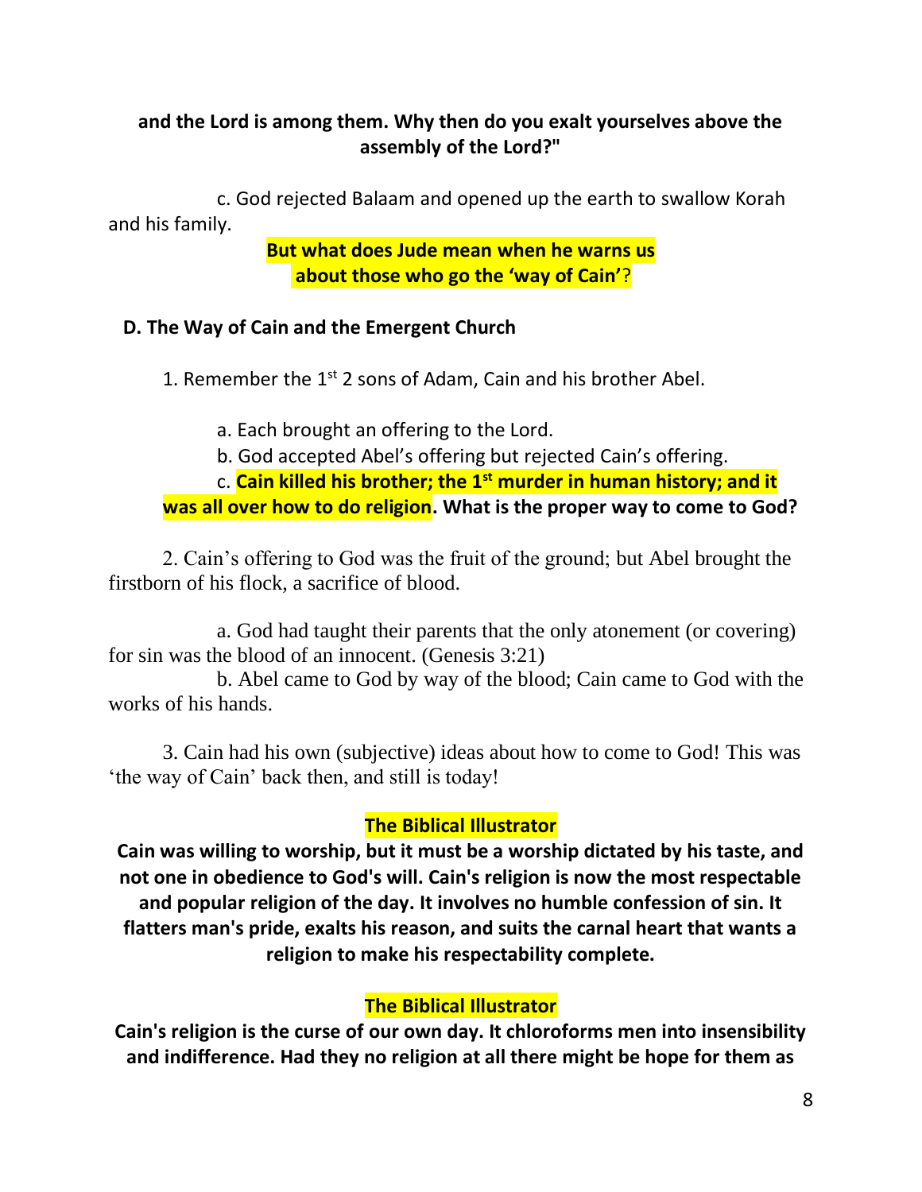**and the Lord is among them. Why then do you exalt yourselves above the assembly of the Lord?"**

c. God rejected Balaam and opened up the earth to swallow Korah and his family.

**But what does Jude mean when he warns us about those who go the 'way of Cain'?**

**D. The Way of Cain and the Emergent Church**

1. Remember the 1st 2 sons of Adam, Cain and his brother Abel.

a. Each brought an offering to the Lord.

b. God accepted Abel's offering but rejected Cain's offering.

c. **Cain killed his brother; the 1st murder in human history; and it was all over how to do religion. What is the proper way to come to God?**

2. Cain's offering to God was the fruit of the ground; but Abel brought the firstborn of his flock, a sacrifice of blood.

a. God had taught their parents that the only atonement (or covering) for sin was the blood of an innocent. (Genesis 3:21)

b. Abel came to God by way of the blood; Cain came to God with the works of his hands.

3. Cain had his own (subjective) ideas about how to come to God! This was 'the way of Cain' back then, and still is today!

**The Biblical Illustrator**

**Cain was willing to worship, but it must be a worship dictated by his taste, and not one in obedience to God's will. Cain's religion is now the most respectable and popular religion of the day. It involves no humble confession of sin. It flatters man's pride, exalts his reason, and suits the carnal heart that wants a religion to make his respectability complete.**

**The Biblical Illustrator**

**Cain's religion is the curse of our own day. It chloroforms men into insensibility and indifference. Had they no religion at all there might be hope for them as**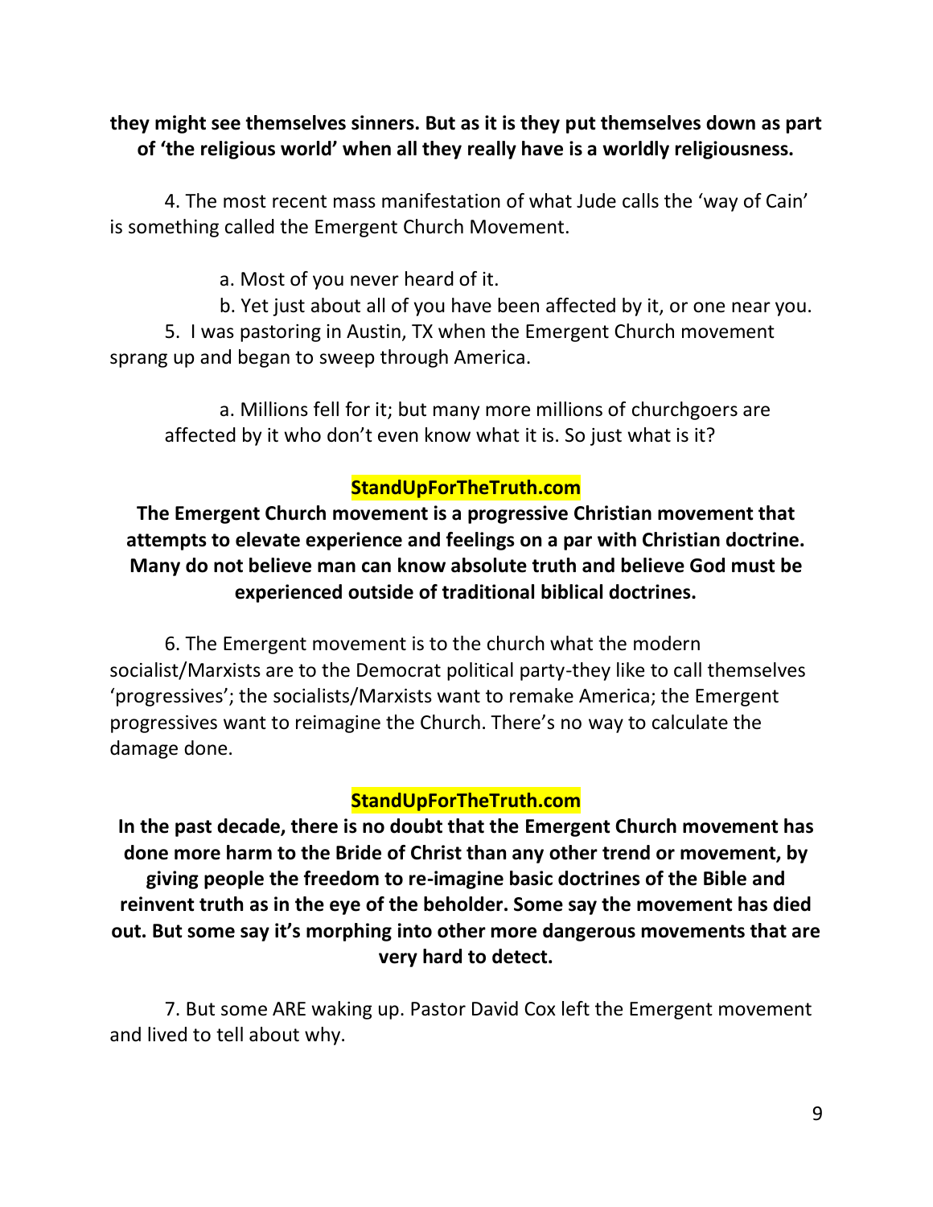**they might see themselves sinners. But as it is they put themselves down as part of 'the religious world' when all they really have is a worldly religiousness.**

4. The most recent mass manifestation of what Jude calls the 'way of Cain' is something called the Emergent Church Movement.

a. Most of you never heard of it.

b. Yet just about all of you have been affected by it, or one near you.

5. I was pastoring in Austin, TX when the Emergent Church movement sprang up and began to sweep through America.

a. Millions fell for it; but many more millions of churchgoers are affected by it who don't even know what it is. So just what is it?

**StandUpForTheTruth.com**

**The Emergent Church movement is a progressive Christian movement that attempts to elevate experience and feelings on a par with Christian doctrine. Many do not believe man can know absolute truth and believe God must be experienced outside of traditional biblical doctrines.**

6. The Emergent movement is to the church what the modern socialist/Marxists are to the Democrat political party-they like to call themselves 'progressives'; the socialists/Marxists want to remake America; the Emergent progressives want to reimagine the Church. There's no way to calculate the damage done.

**StandUpForTheTruth.com**

**In the past decade, there is no doubt that the Emergent Church movement has done more harm to the Bride of Christ than any other trend or movement, by giving people the freedom to re-imagine basic doctrines of the Bible and reinvent truth as in the eye of the beholder. Some say the movement has died out. But some say it's morphing into other more dangerous movements that are very hard to detect.**

7. But some ARE waking up. Pastor David Cox left the Emergent movement and lived to tell about why.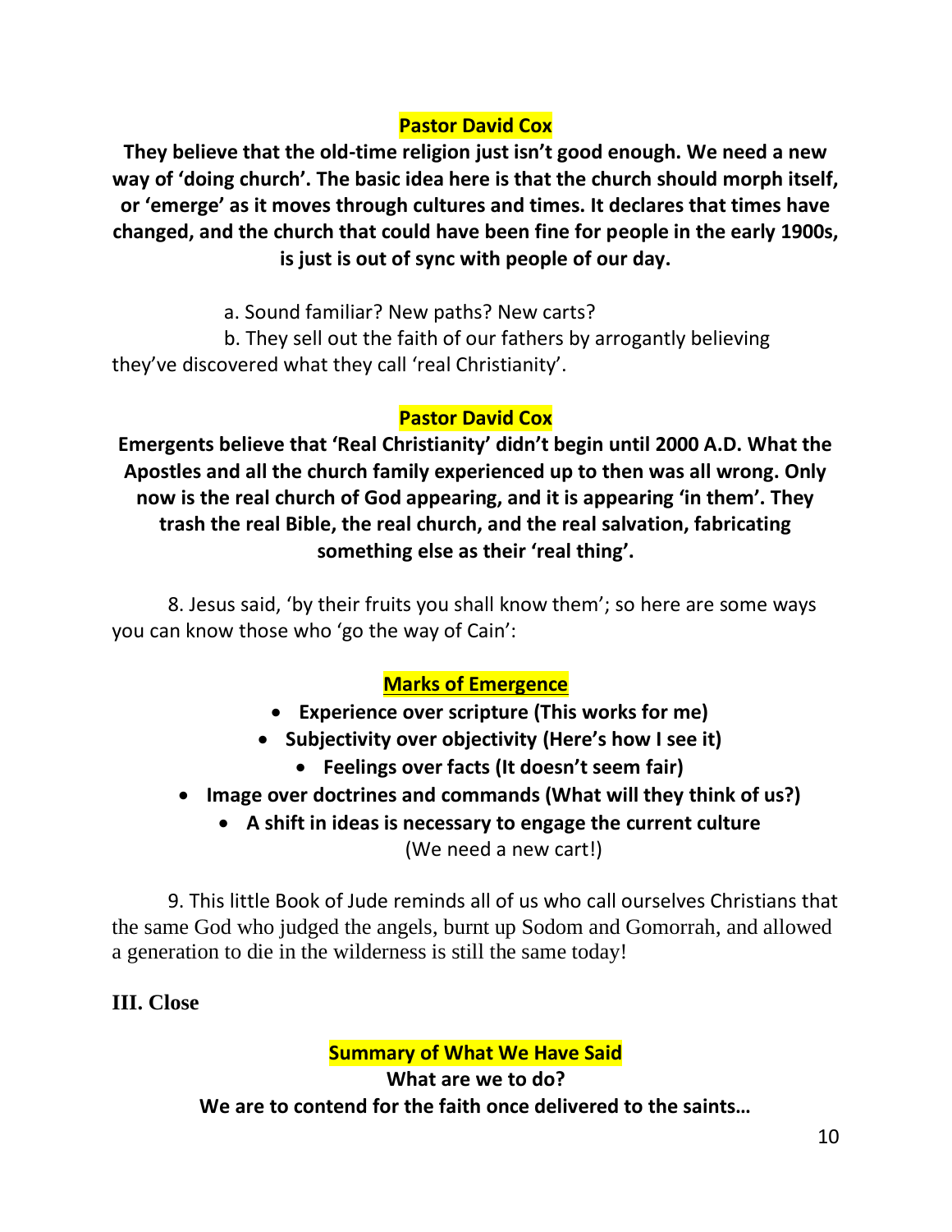**Pastor David Cox**

**They believe that the old-time religion just isn't good enough. We need a new way of 'doing church'. The basic idea here is that the church should morph itself, or 'emerge' as it moves through cultures and times. It declares that times have changed, and the church that could have been fine for people in the early 1900s, is just is out of sync with people of our day.**

a. Sound familiar? New paths? New carts?

b. They sell out the faith of our fathers by arrogantly believing they've discovered what they call 'real Christianity'.

**Pastor David Cox**

**Emergents believe that 'Real Christianity' didn't begin until 2000 A.D. What the Apostles and all the church family experienced up to then was all wrong. Only now is the real church of God appearing, and it is appearing 'in them'. They trash the real Bible, the real church, and the real salvation, fabricating something else as their 'real thing'.**

8. Jesus said, 'by their fruits you shall know them'; so here are some ways you can know those who 'go the way of Cain':

**Marks of Emergence**

- **Experience over scripture (This works for me)**
- **Subjectivity over objectivity (Here's how I see it)**
- **Feelings over facts (It doesn't seem fair)**
- **Image over doctrines and commands (What will they think of us?)**
- **A shift in ideas is necessary to engage the current culture** (We need a new cart!)

9. This little Book of Jude reminds all of us who call ourselves Christians that the same God who judged the angels, burnt up Sodom and Gomorrah, and allowed a generation to die in the wilderness is still the same today!

## III. Close

**Summary of What We Have Said**

**What are we to do?**

**We are to contend for the faith once delivered to the saints…**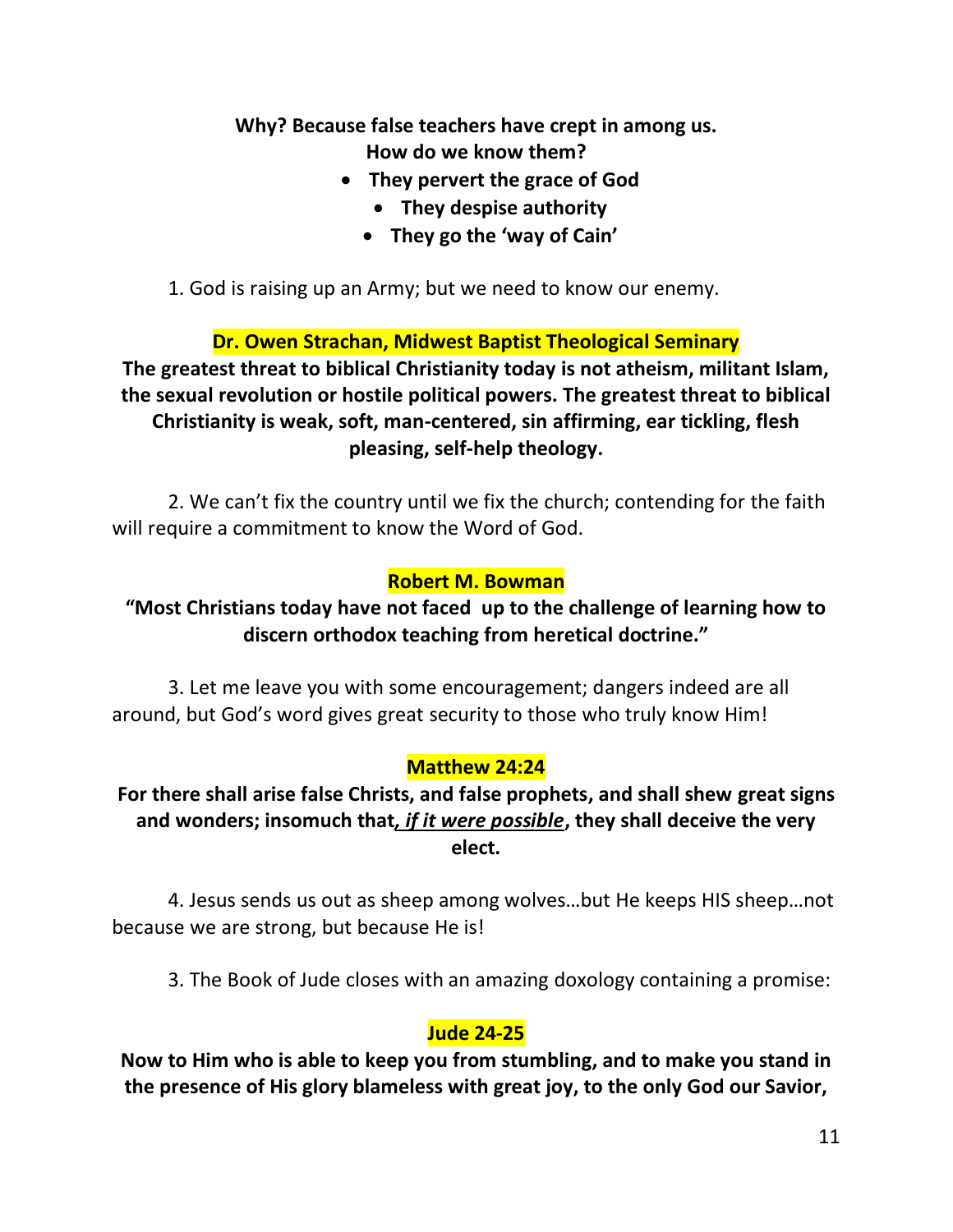**Why? Because false teachers have crept in among us.**
**How do we know them?**

- **They pervert the grace of God**
- **They despise authority**
- **They go the 'way of Cain'**

1. God is raising up an Army; but we need to know our enemy.

**Dr. Owen Strachan, Midwest Baptist Theological Seminary**

**The greatest threat to biblical Christianity today is not atheism, militant Islam, the sexual revolution or hostile political powers. The greatest threat to biblical Christianity is weak, soft, man-centered, sin affirming, ear tickling, flesh pleasing, self-help theology.**

2. We can't fix the country until we fix the church; contending for the faith will require a commitment to know the Word of God.

**Robert M. Bowman**

**"Most Christians today have not faced up to the challenge of learning how to discern orthodox teaching from heretical doctrine."**

3. Let me leave you with some encouragement; dangers indeed are all around, but God's word gives great security to those who truly know Him!

**Matthew 24:24**

**For there shall arise false Christs, and false prophets, and shall shew great signs and wonders; insomuch that, *<u>if it were possible</u>*, they shall deceive the very elect.**

4. Jesus sends us out as sheep among wolves…but He keeps HIS sheep…not because we are strong, but because He is!

3. The Book of Jude closes with an amazing doxology containing a promise:

**Jude 24-25**

**Now to Him who is able to keep you from stumbling, and to make you stand in the presence of His glory blameless with great joy, to the only God our Savior,**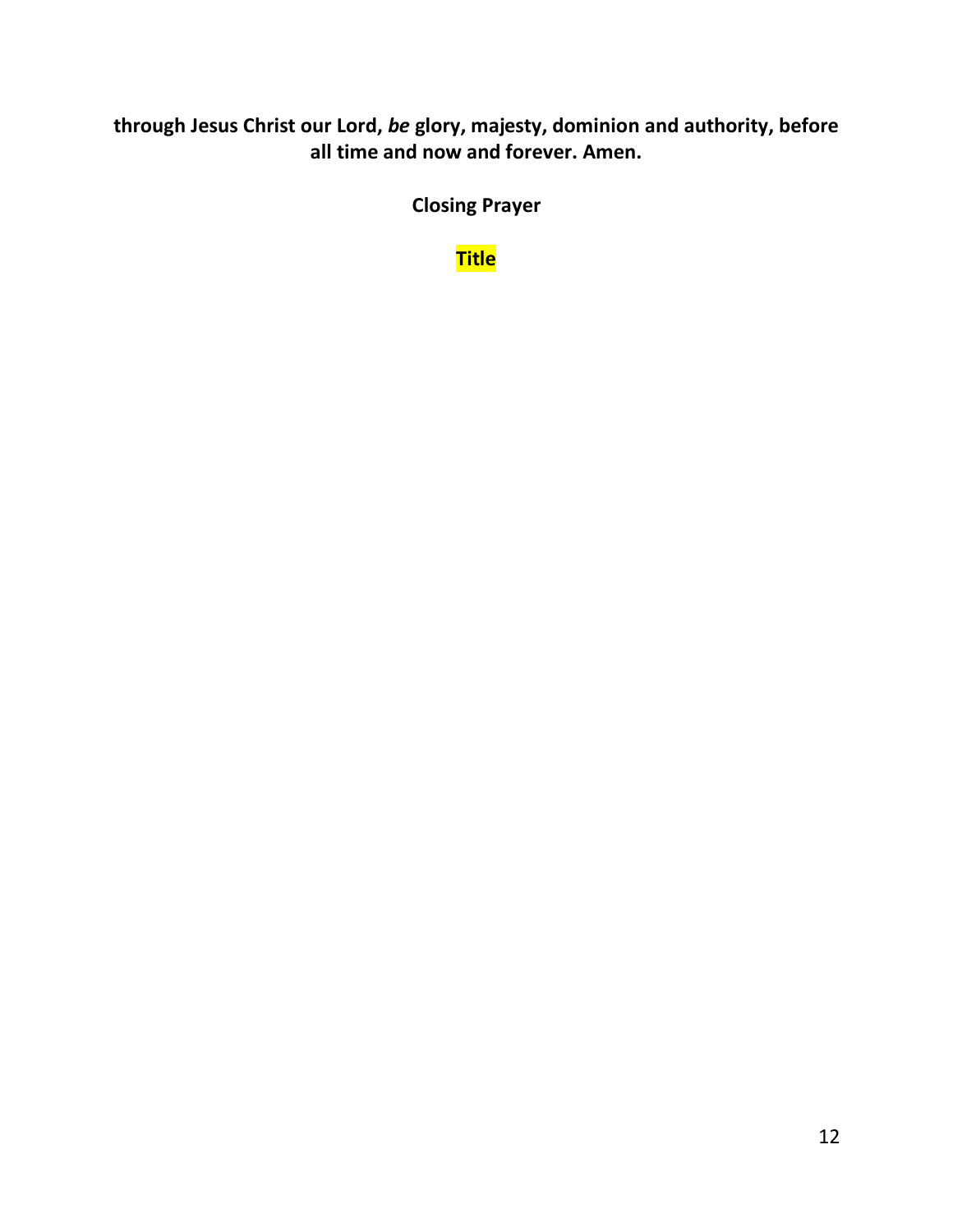**through Jesus Christ our Lord, *be* glory, majesty, dominion and authority, before all time and now and forever. Amen.**

**Closing Prayer**

**Title**